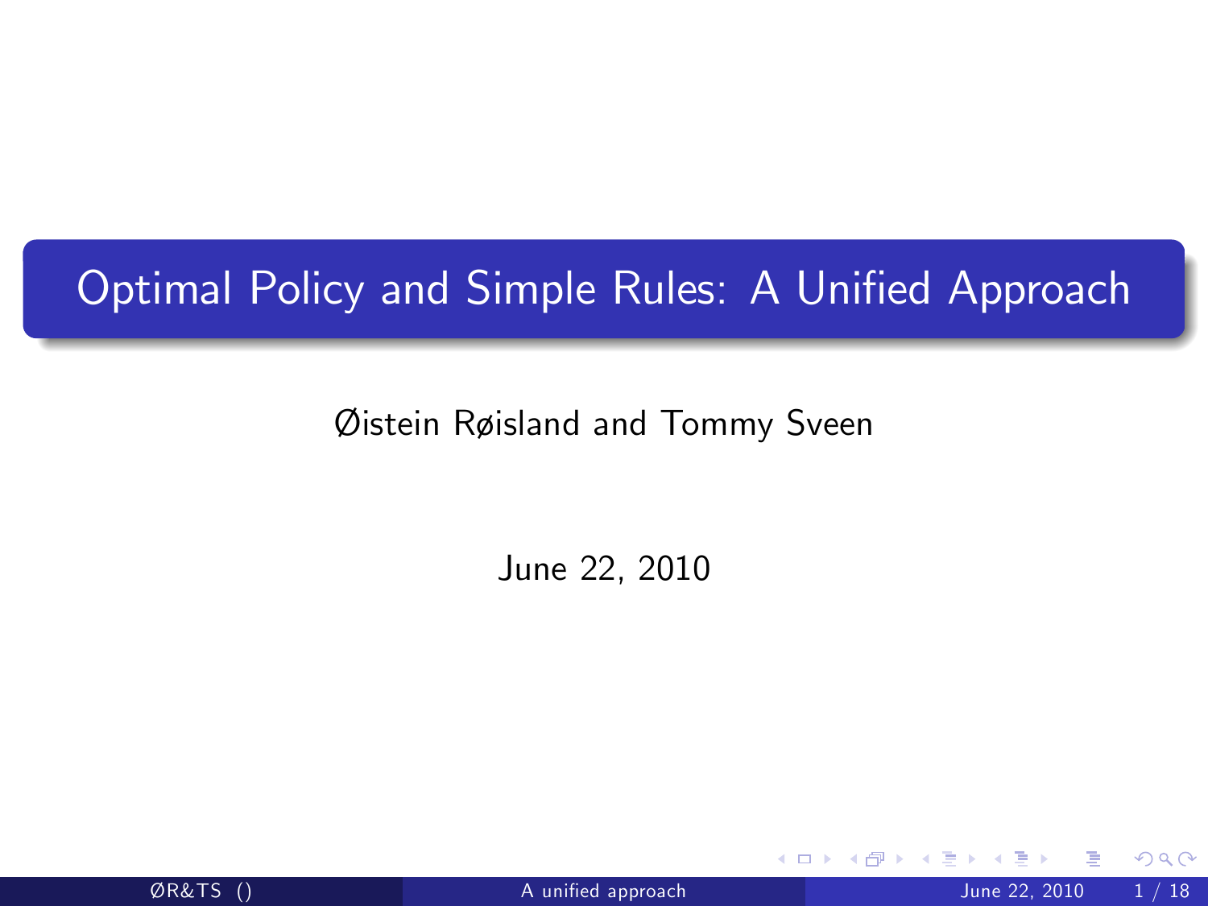# Optimal Policy and Simple Rules: A Unified Approach

Øistein Røisland and Tommy Sveen

June 22, 2010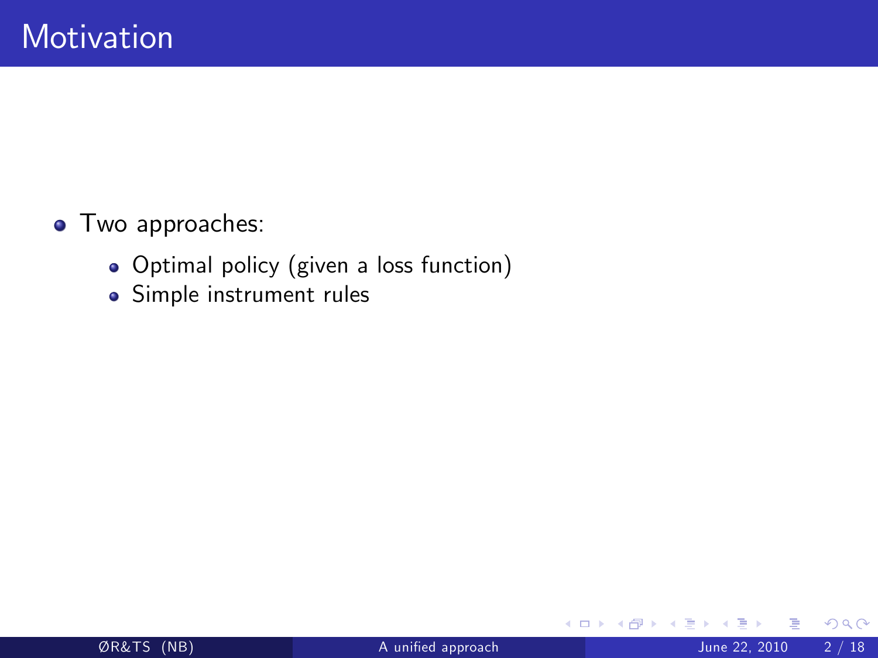# Motivation

- Two approaches:
  - Optimal policy (given a loss function)
  - Simple instrument rules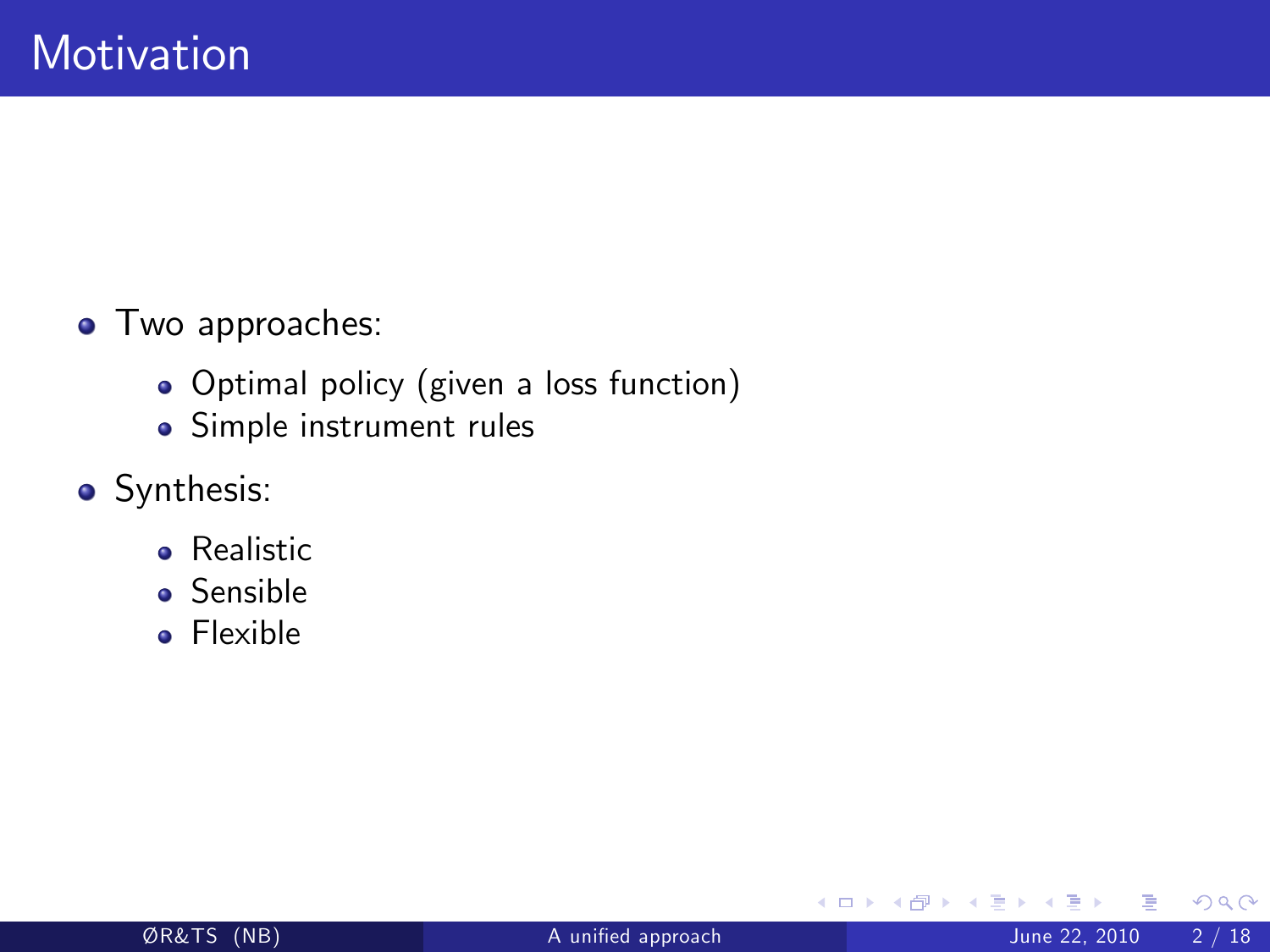# Motivation

- Two approaches:
  - Optimal policy (given a loss function)
  - Simple instrument rules
- Synthesis:
  - Realistic
  - Sensible
  - Flexible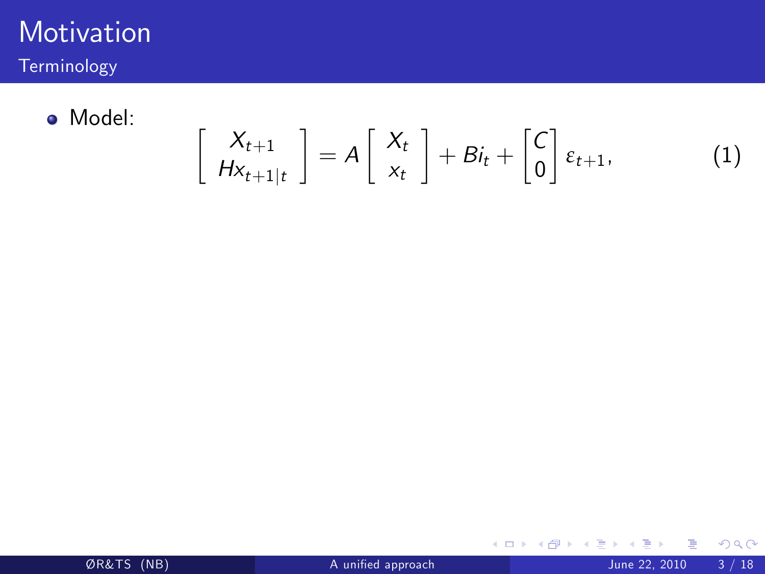# Motivation

## Terminology

- Model:

$$\begin{bmatrix} X_{t+1} \\ Hx_{t+1|t} \end{bmatrix} = A \begin{bmatrix} X_t \\ x_t \end{bmatrix} + Bi_t + \begin{bmatrix} C \\ 0 \end{bmatrix} \varepsilon_{t+1}, \tag{1}$$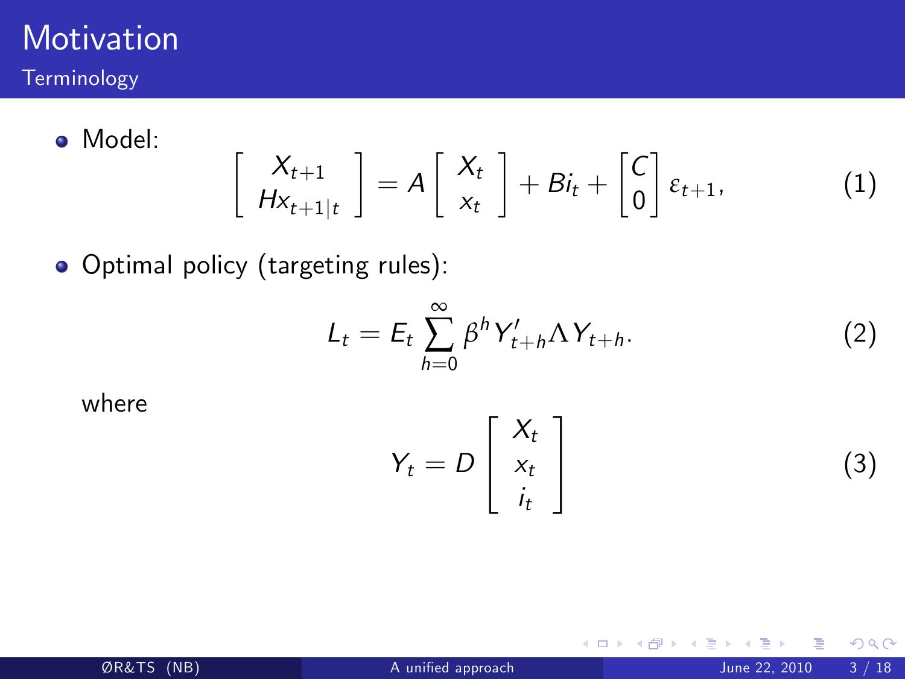# Motivation

## Terminology

- Model:

$$
\begin{bmatrix} X_{t+1} \\ Hx_{t+1|t} \end{bmatrix} = A \begin{bmatrix} X_t \\ x_t \end{bmatrix} + Bi_t + \begin{bmatrix} C \\ 0 \end{bmatrix} \varepsilon_{t+1}, \tag{1}
$$

- Optimal policy (targeting rules):

$$
L_t = E_t \sum_{h=0}^{\infty} \beta^h Y'_{t+h} \Lambda Y_{t+h}. \tag{2}
$$

where

$$
Y_t = D \begin{bmatrix} X_t \\ x_t \\ i_t \end{bmatrix} \tag{3}
$$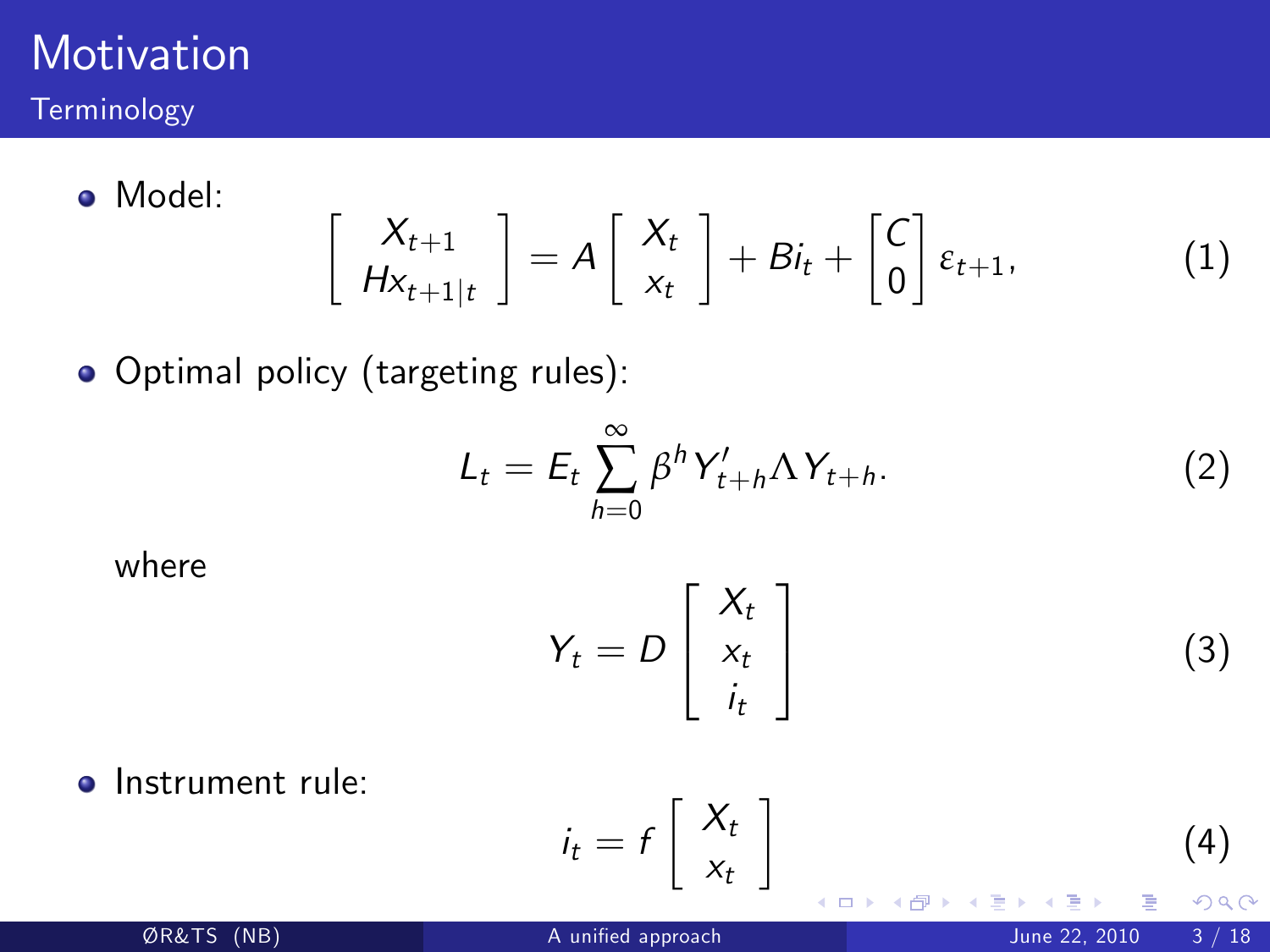# Motivation

## Terminology

- Model:

$$\begin{bmatrix} X_{t+1} \\ Hx_{t+1|t} \end{bmatrix} = A \begin{bmatrix} X_t \\ x_t \end{bmatrix} + Bi_t + \begin{bmatrix} C \\ 0 \end{bmatrix} \varepsilon_{t+1}, \tag{1}$$

- Optimal policy (targeting rules):

$$L_t = E_t \sum_{h=0}^{\infty} \beta^h Y'_{t+h} \Lambda Y_{t+h}. \tag{2}$$

where

$$Y_t = D \begin{bmatrix} X_t \\ x_t \\ i_t \end{bmatrix} \tag{3}$$

- Instrument rule:

$$i_t = f \begin{bmatrix} X_t \\ x_t \end{bmatrix} \tag{4}$$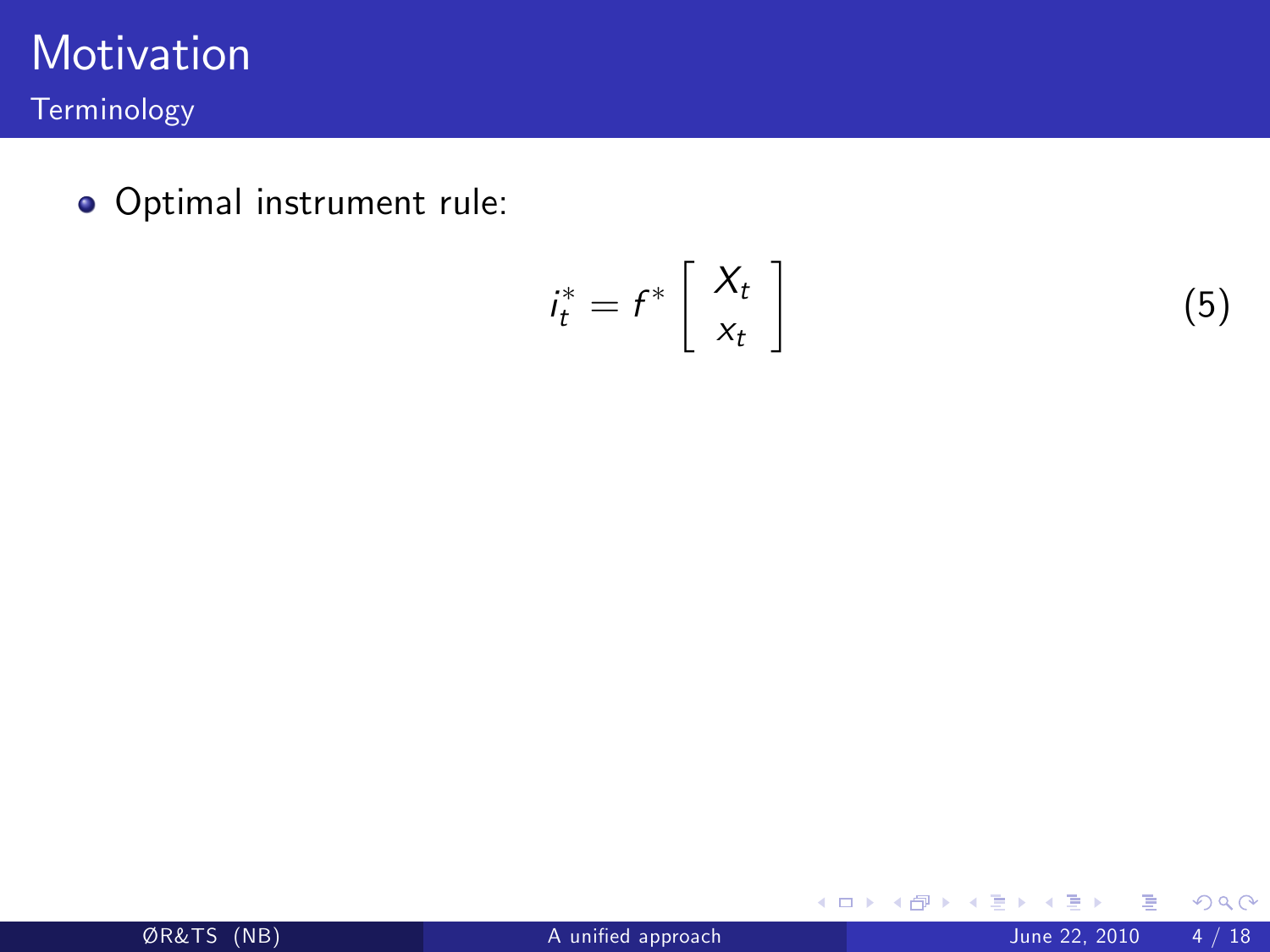# Motivation

## Terminology

- Optimal instrument rule:

$$i_t^* = f^* \begin{bmatrix} X_t \\ x_t \end{bmatrix} \tag{5}$$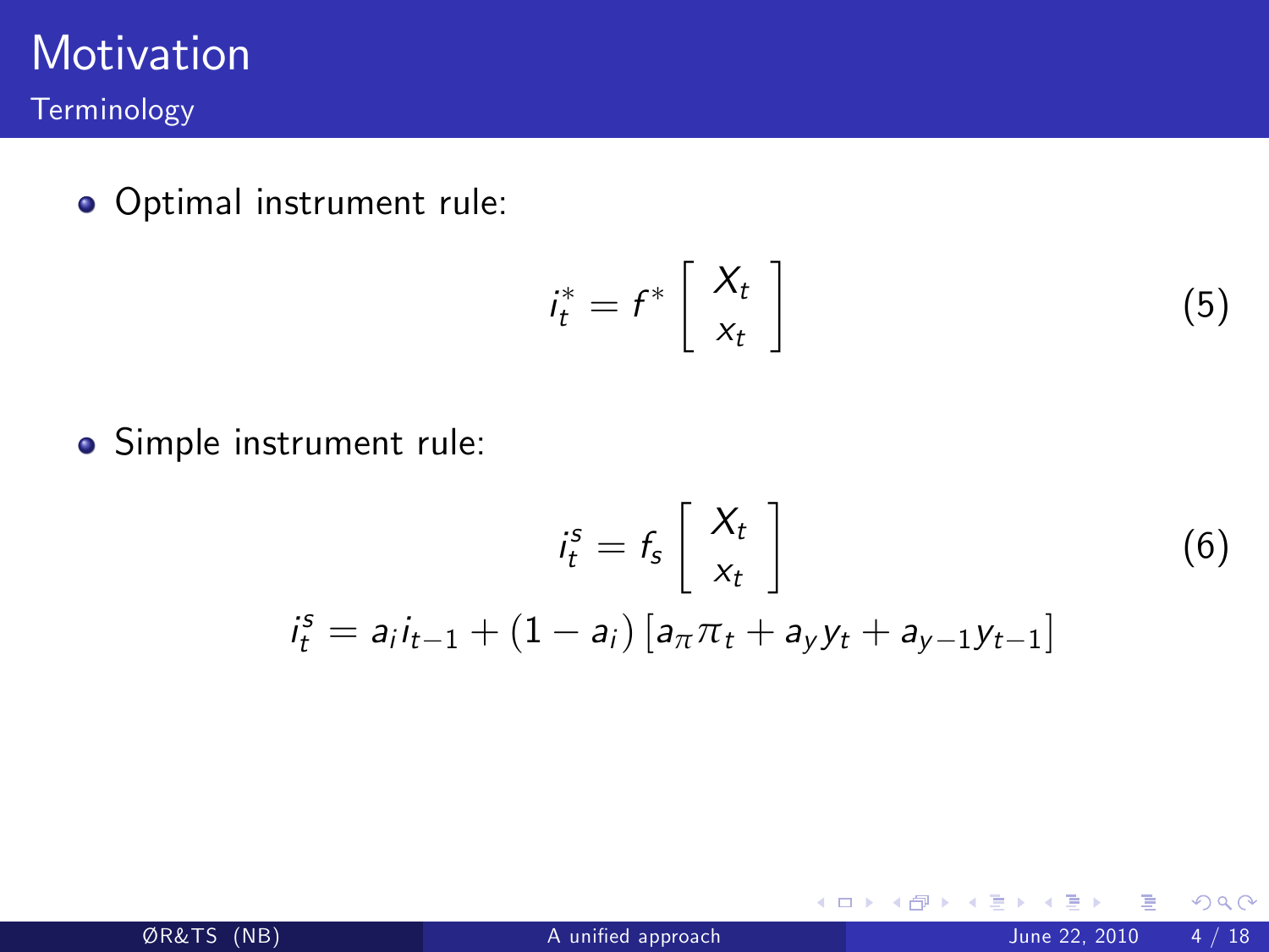# Motivation

## Terminology

- Optimal instrument rule:

$$i_t^* = f^* \begin{bmatrix} X_t \\ x_t \end{bmatrix} \tag{5}$$

- Simple instrument rule:

$$i_t^s = f_s \begin{bmatrix} X_t \\ x_t \end{bmatrix} \tag{6}$$

$$i_t^s = a_i i_{t-1} + (1 - a_i)\left[a_\pi \pi_t + a_y y_t + a_{y-1} y_{t-1}\right]$$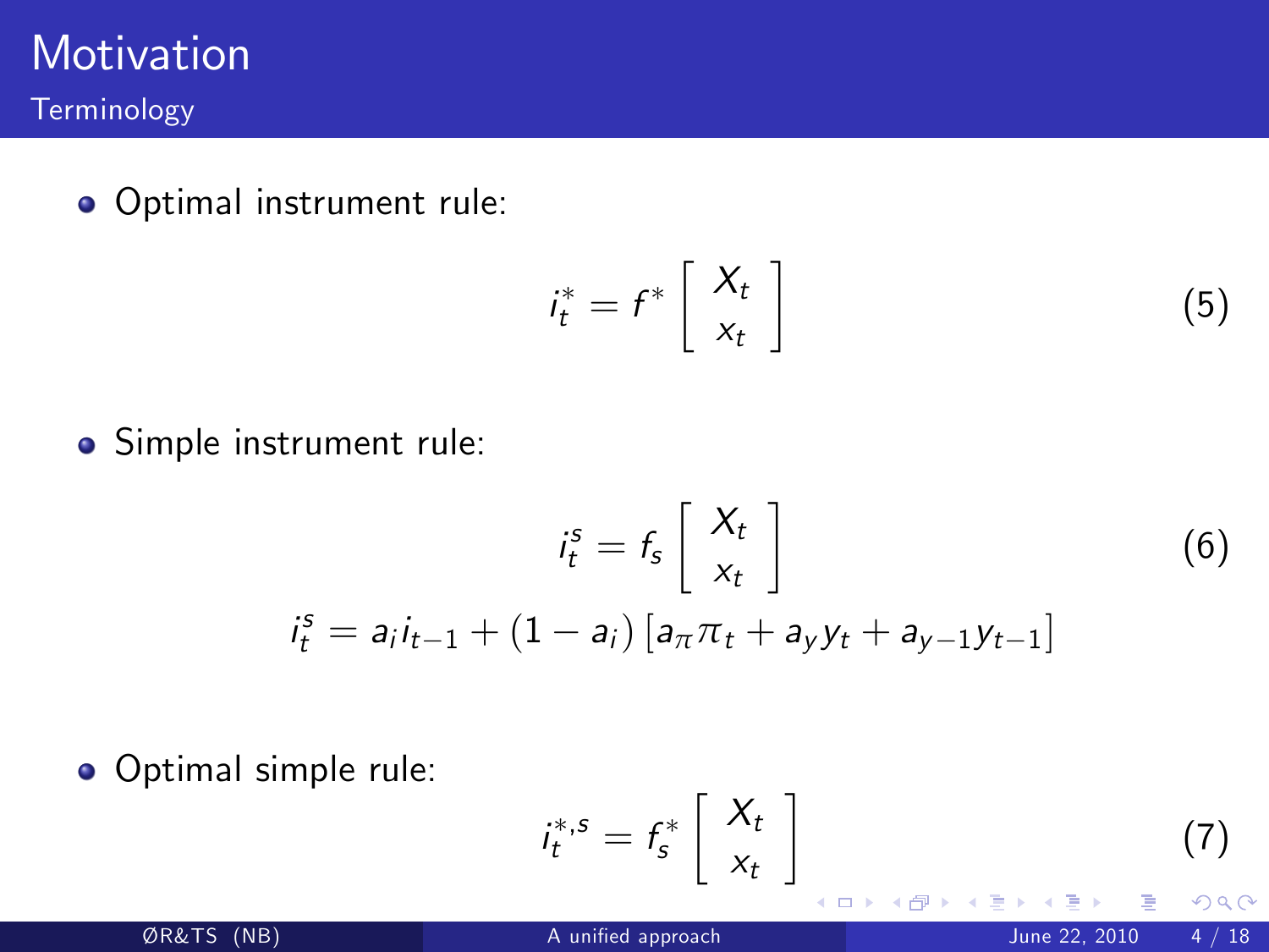# Motivation

## Terminology

- Optimal instrument rule:

$$i_t^* = f^* \begin{bmatrix} X_t \\ x_t \end{bmatrix} \tag{5}$$

- Simple instrument rule:

$$i_t^s = f_s \begin{bmatrix} X_t \\ x_t \end{bmatrix} \tag{6}$$

$$i_t^s = a_i i_{t-1} + (1 - a_i) \left[ a_\pi \pi_t + a_y y_t + a_{y-1} y_{t-1} \right]$$

- Optimal simple rule:

$$i_t^{*,s} = f_s^* \begin{bmatrix} X_t \\ x_t \end{bmatrix} \tag{7}$$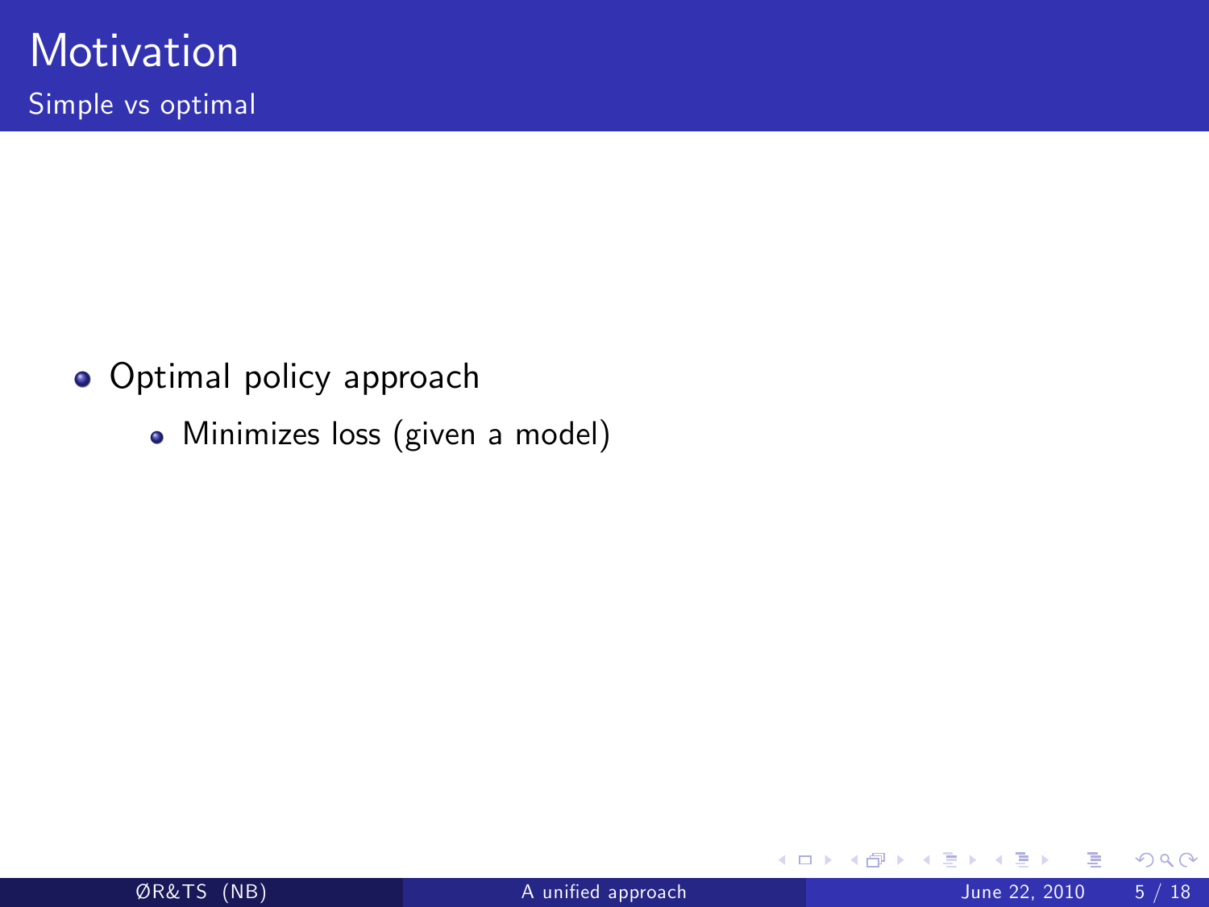# Motivation

## Simple vs optimal

- Optimal policy approach
  - Minimizes loss (given a model)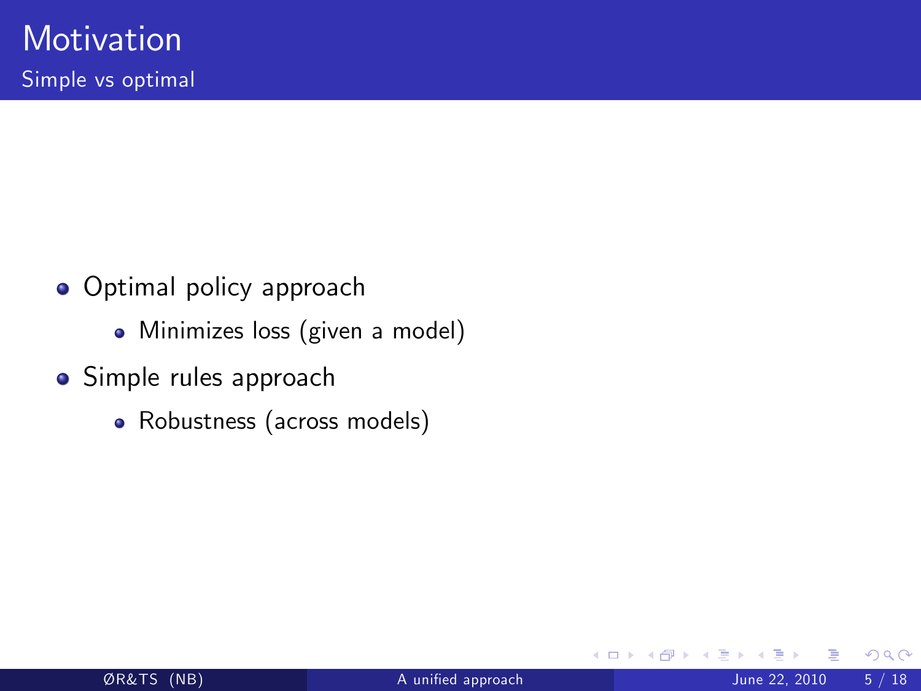# Motivation

## Simple vs optimal

- Optimal policy approach
  - Minimizes loss (given a model)
- Simple rules approach
  - Robustness (across models)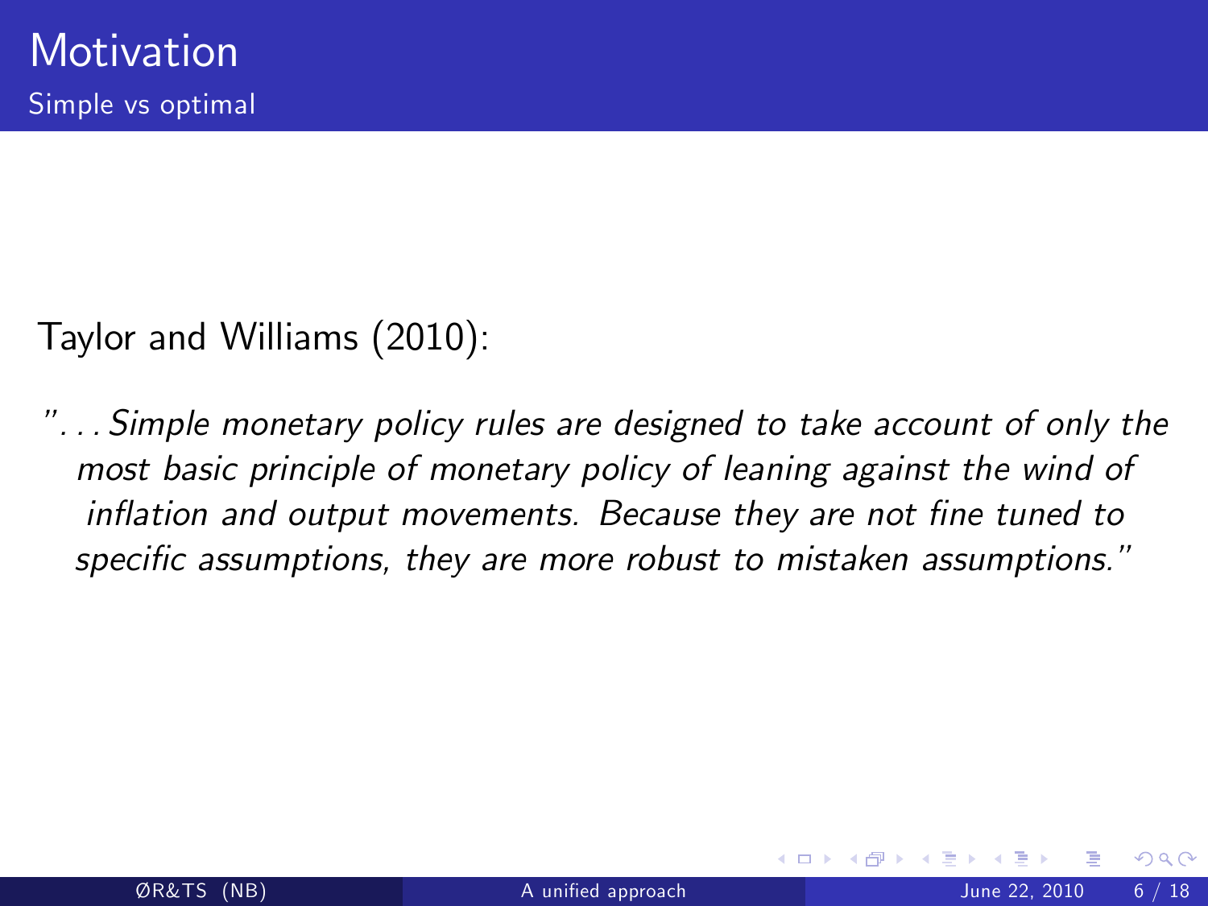# Motivation

## Simple vs optimal

Taylor and Williams (2010):

*"...Simple monetary policy rules are designed to take account of only the most basic principle of monetary policy of leaning against the wind of inflation and output movements. Because they are not fine tuned to specific assumptions, they are more robust to mistaken assumptions."*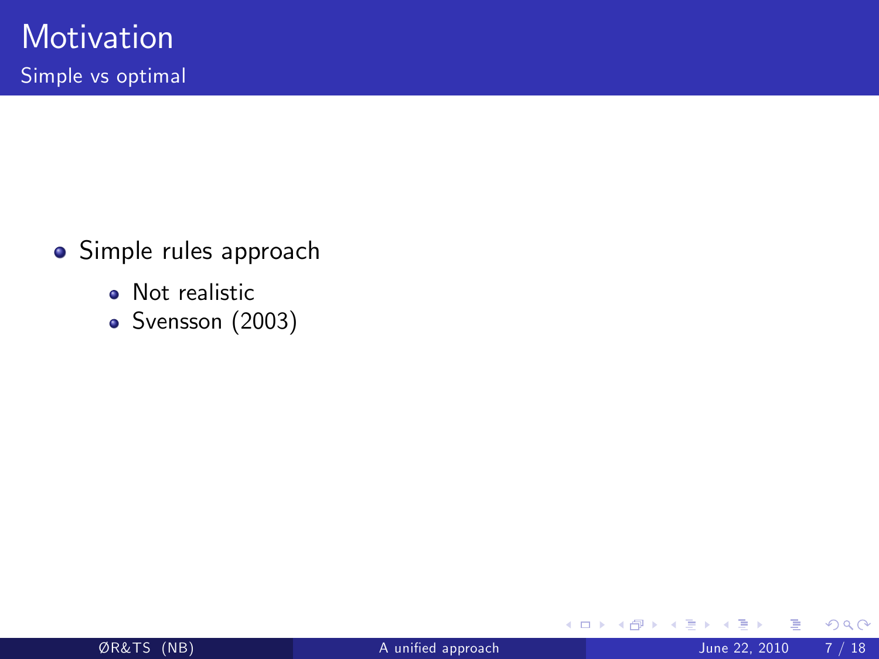# Motivation

## Simple vs optimal

- Simple rules approach
  - Not realistic
  - Svensson (2003)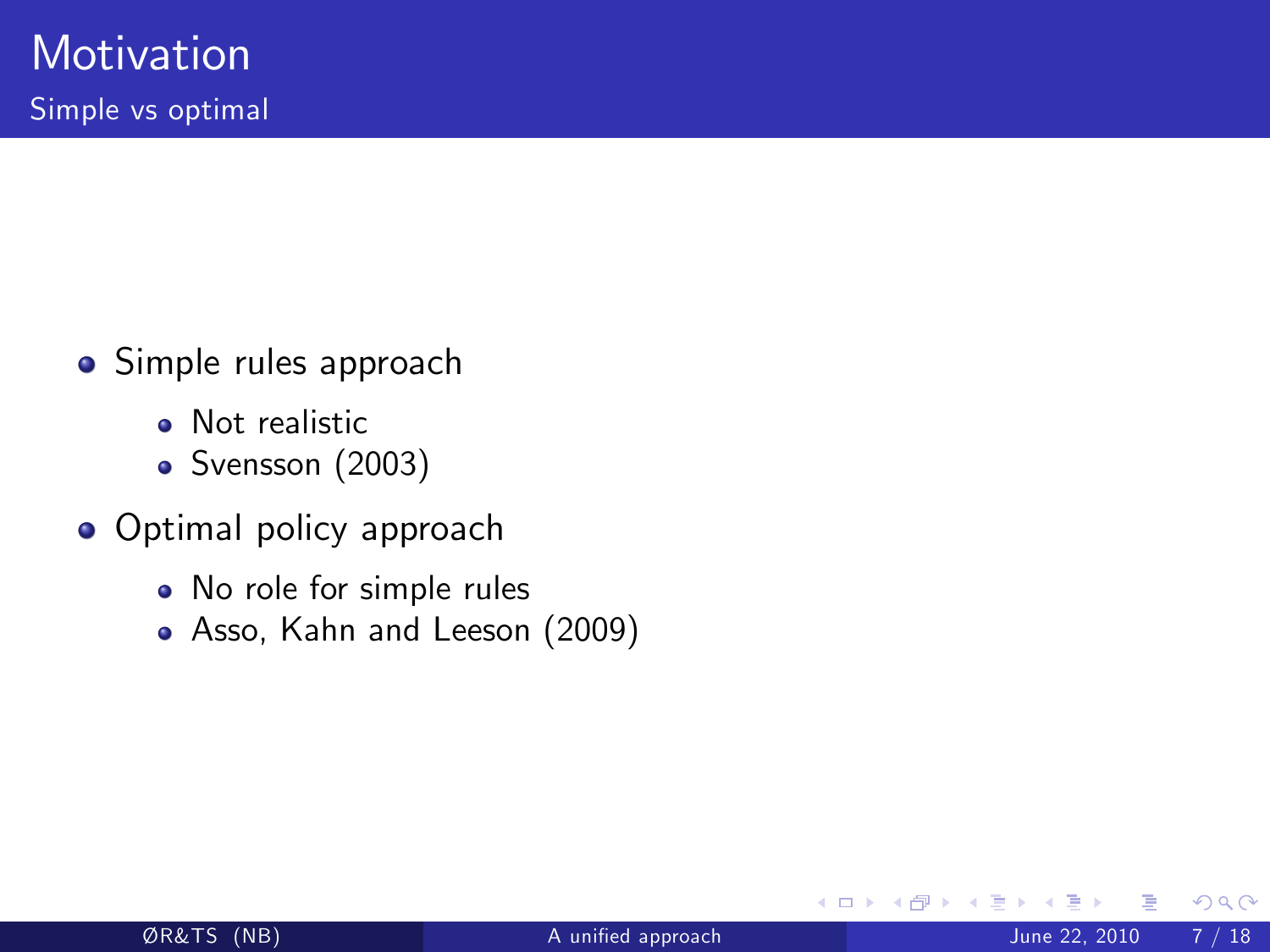# Motivation

## Simple vs optimal

- Simple rules approach
  - Not realistic
  - Svensson (2003)
- Optimal policy approach
  - No role for simple rules
  - Asso, Kahn and Leeson (2009)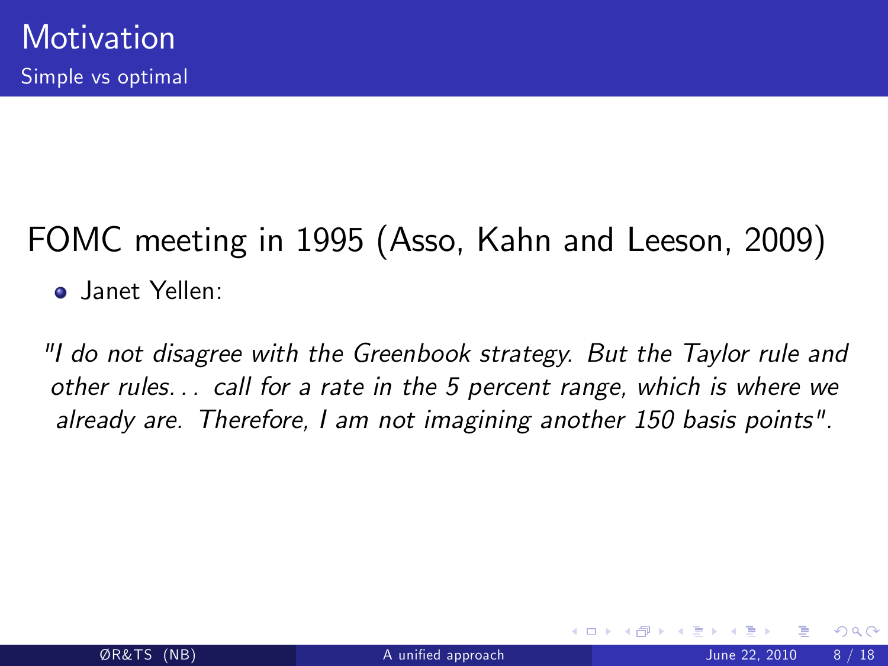# Motivation

## Simple vs optimal

FOMC meeting in 1995 (Asso, Kahn and Leeson, 2009)

- Janet Yellen:

*"I do not disagree with the Greenbook strategy. But the Taylor rule and other rules... call for a rate in the 5 percent range, which is where we already are. Therefore, I am not imagining another 150 basis points".*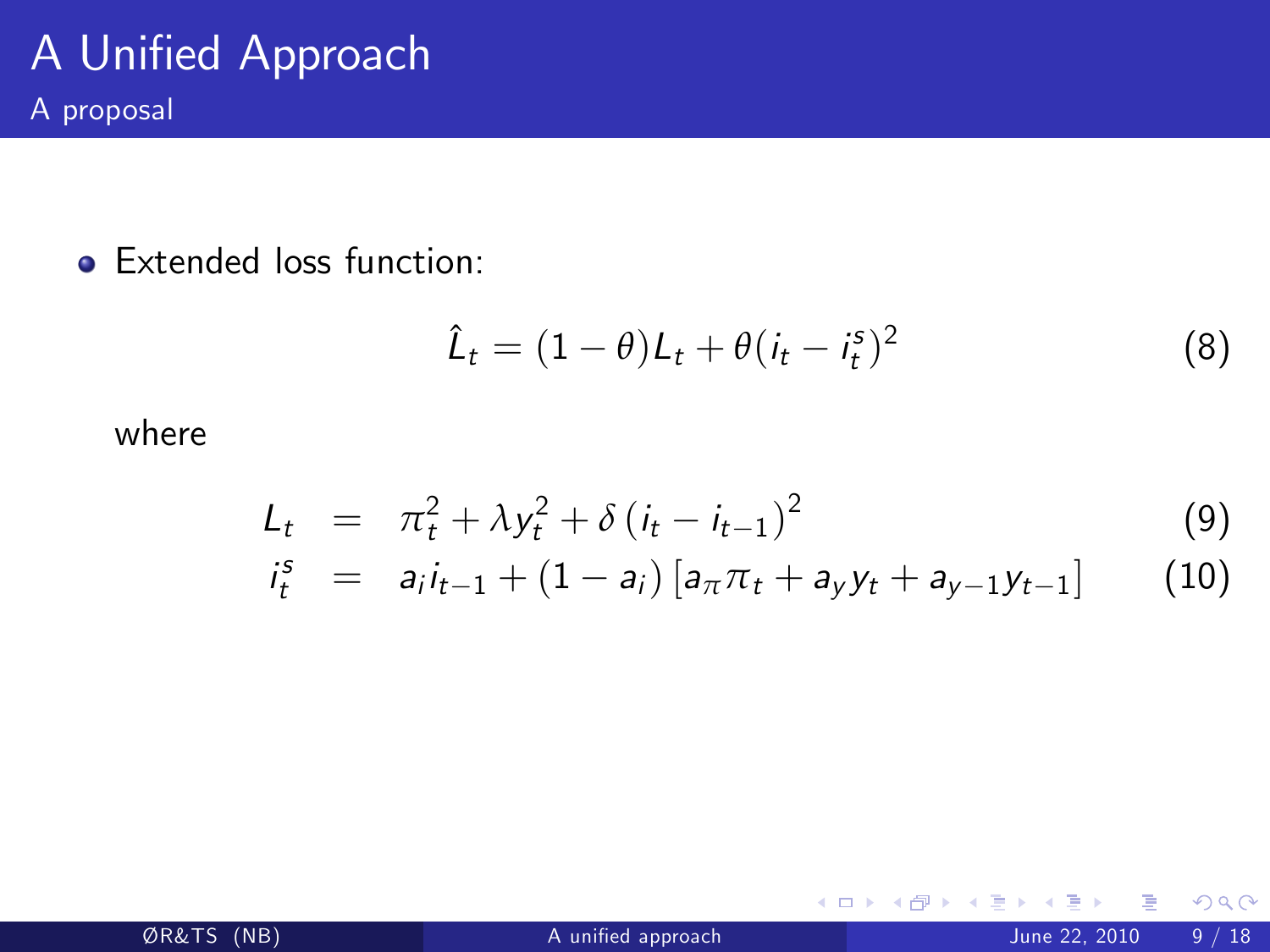# A Unified Approach

## A proposal

- Extended loss function:

$$\hat{L}_t = (1-\theta)L_t + \theta(i_t - i_t^s)^2 \tag{8}$$

where

$$L_t = \pi_t^2 + \lambda y_t^2 + \delta\left(i_t - i_{t-1}\right)^2 \tag{9}$$

$$i_t^s = a_i i_{t-1} + (1-a_i)\left[a_\pi \pi_t + a_y y_t + a_{y-1} y_{t-1}\right] \tag{10}$$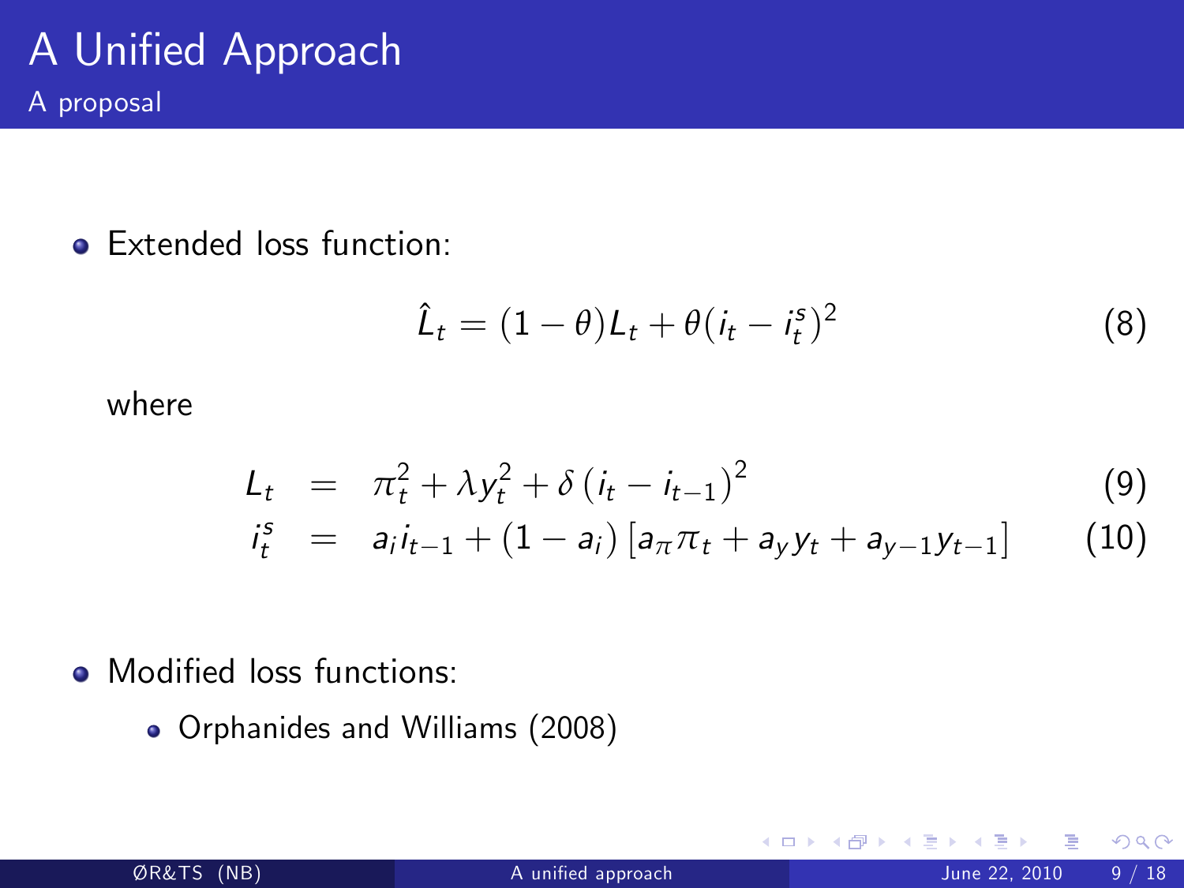# A Unified Approach

## A proposal

- Extended loss function:

$$\hat{L}_t = (1-\theta)L_t + \theta(i_t - i_t^s)^2 \tag{8}$$

where

$$L_t = \pi_t^2 + \lambda y_t^2 + \delta\left(i_t - i_{t-1}\right)^2 \tag{9}$$

$$i_t^s = a_i i_{t-1} + (1-a_i)\left[a_\pi \pi_t + a_y y_t + a_{y-1} y_{t-1}\right] \tag{10}$$

- Modified loss functions:
  - Orphanides and Williams (2008)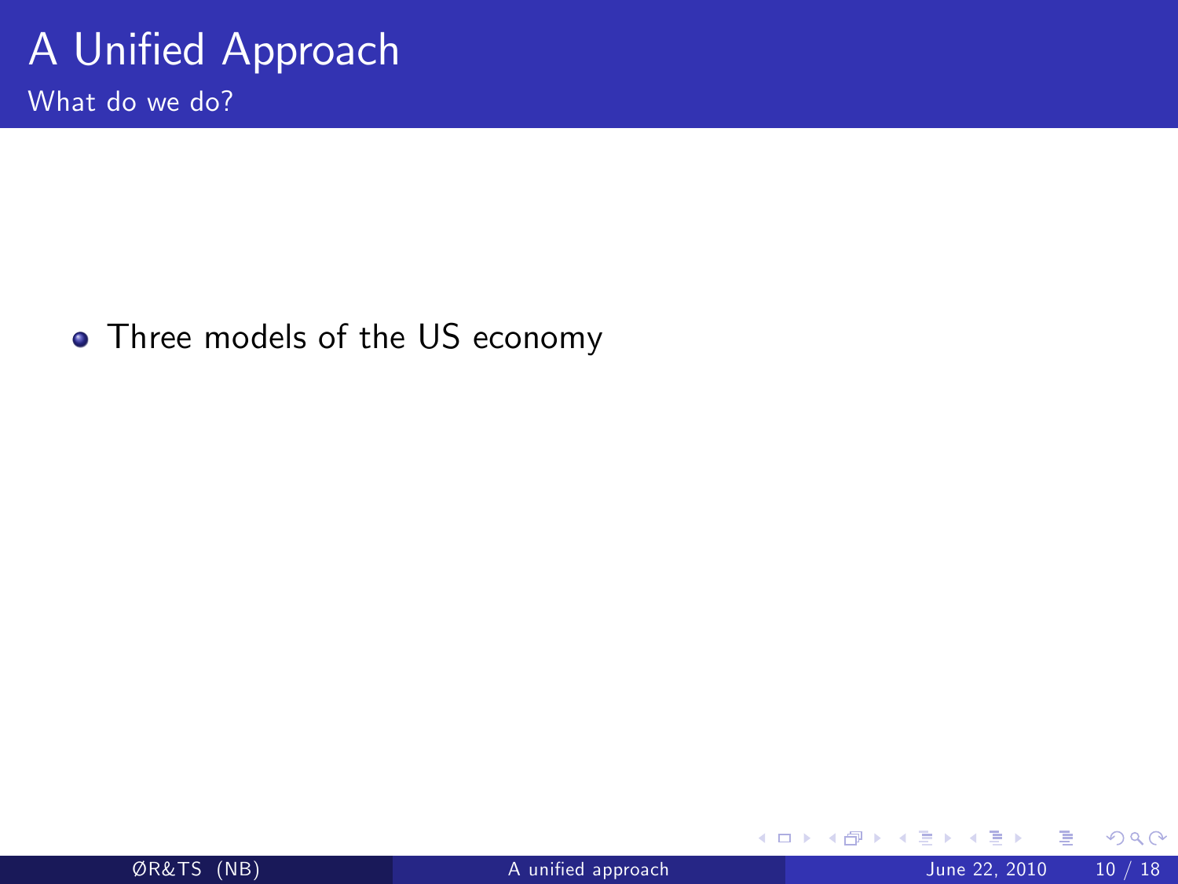# A Unified Approach

## What do we do?

- Three models of the US economy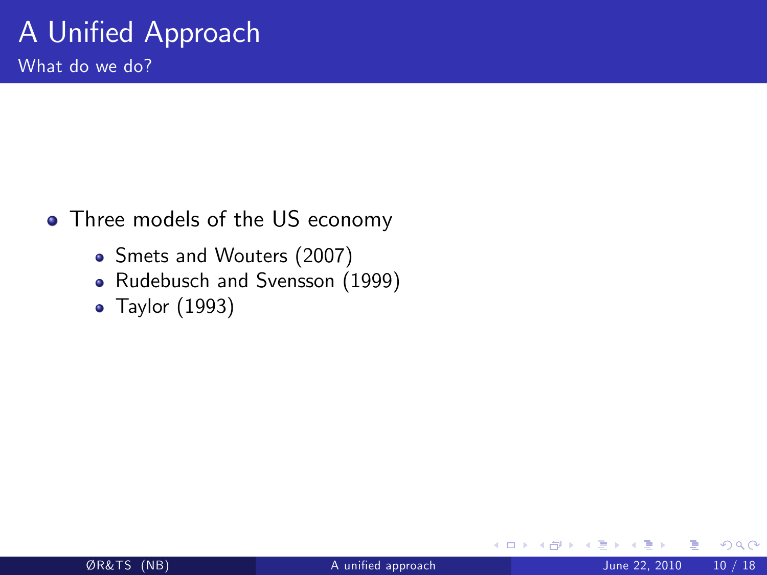# A Unified Approach

## What do we do?

- Three models of the US economy
  - Smets and Wouters (2007)
  - Rudebusch and Svensson (1999)
  - Taylor (1993)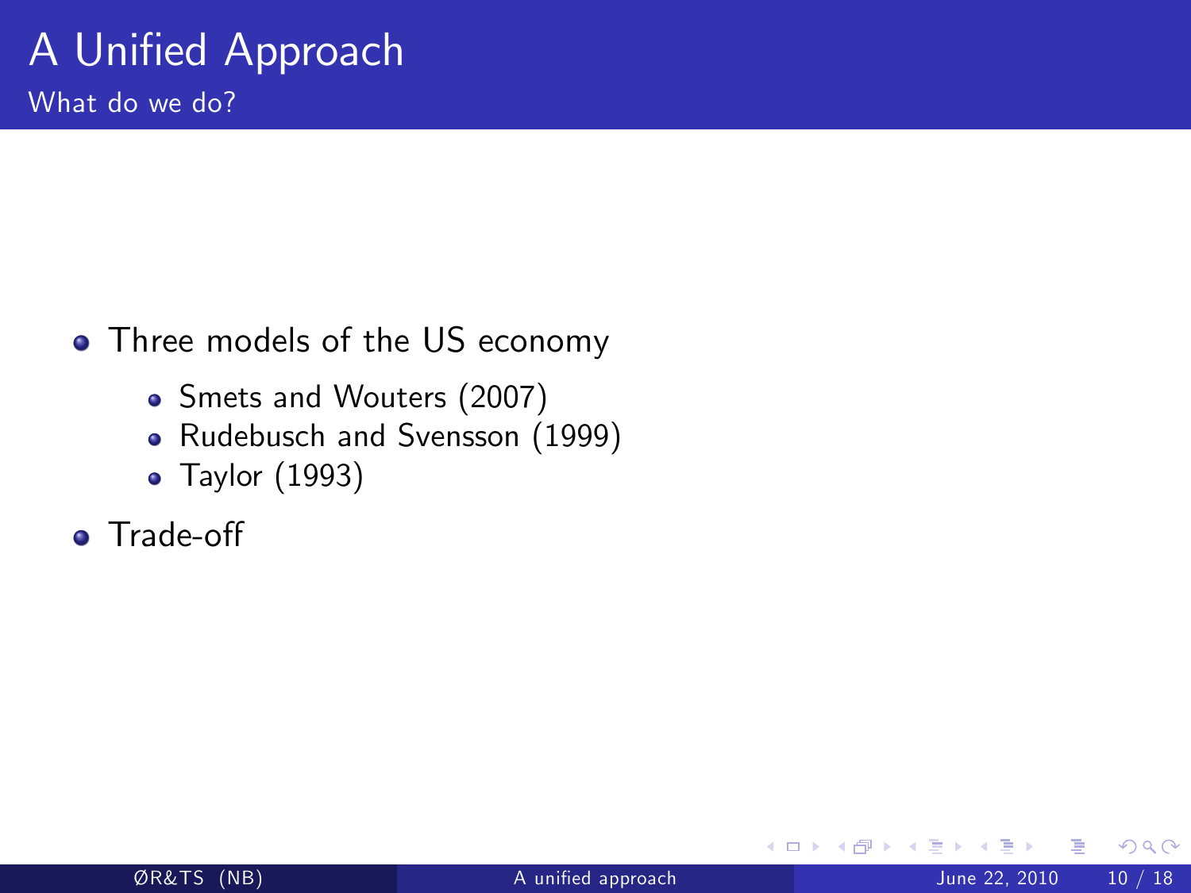# A Unified Approach

## What do we do?

- Three models of the US economy
  - Smets and Wouters (2007)
  - Rudebusch and Svensson (1999)
  - Taylor (1993)
- Trade-off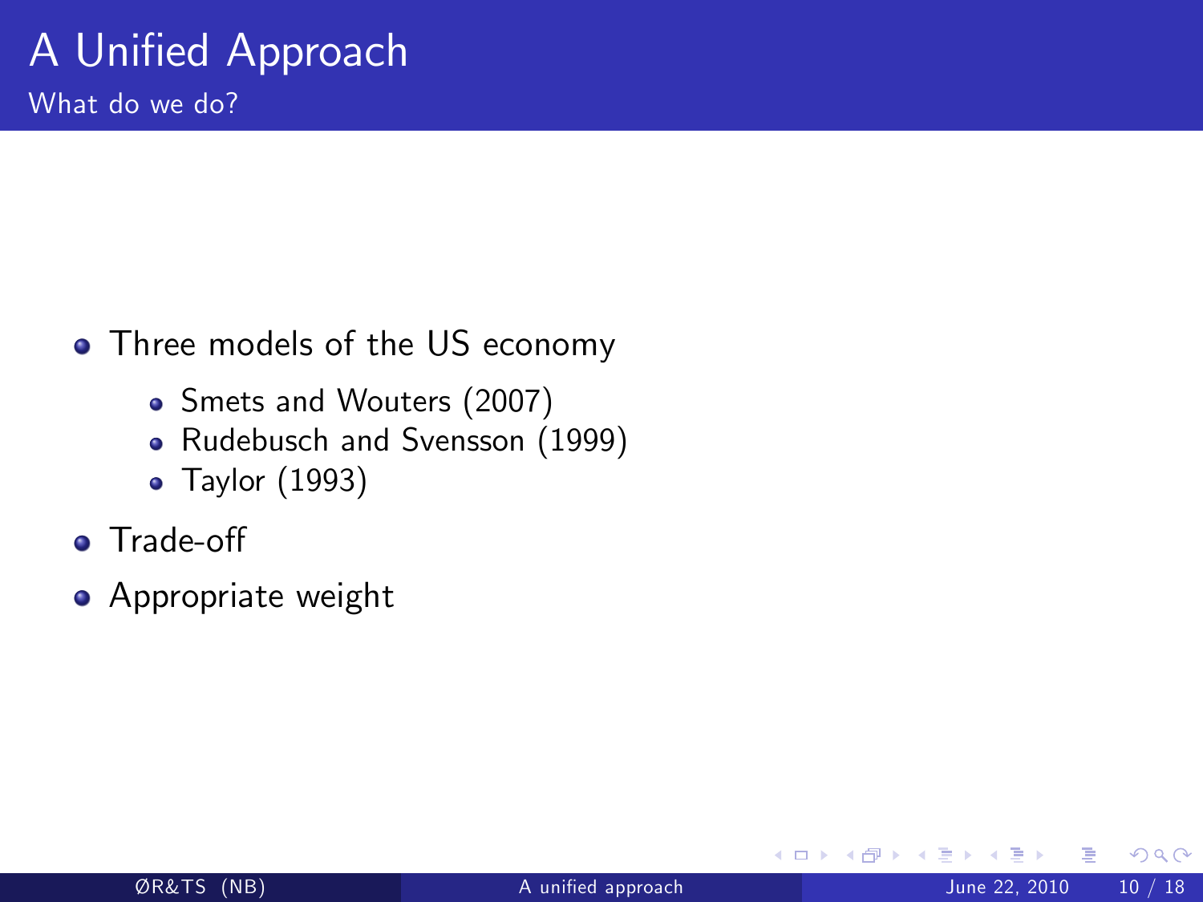# A Unified Approach

## What do we do?

- Three models of the US economy
  - Smets and Wouters (2007)
  - Rudebusch and Svensson (1999)
  - Taylor (1993)
- Trade-off
- Appropriate weight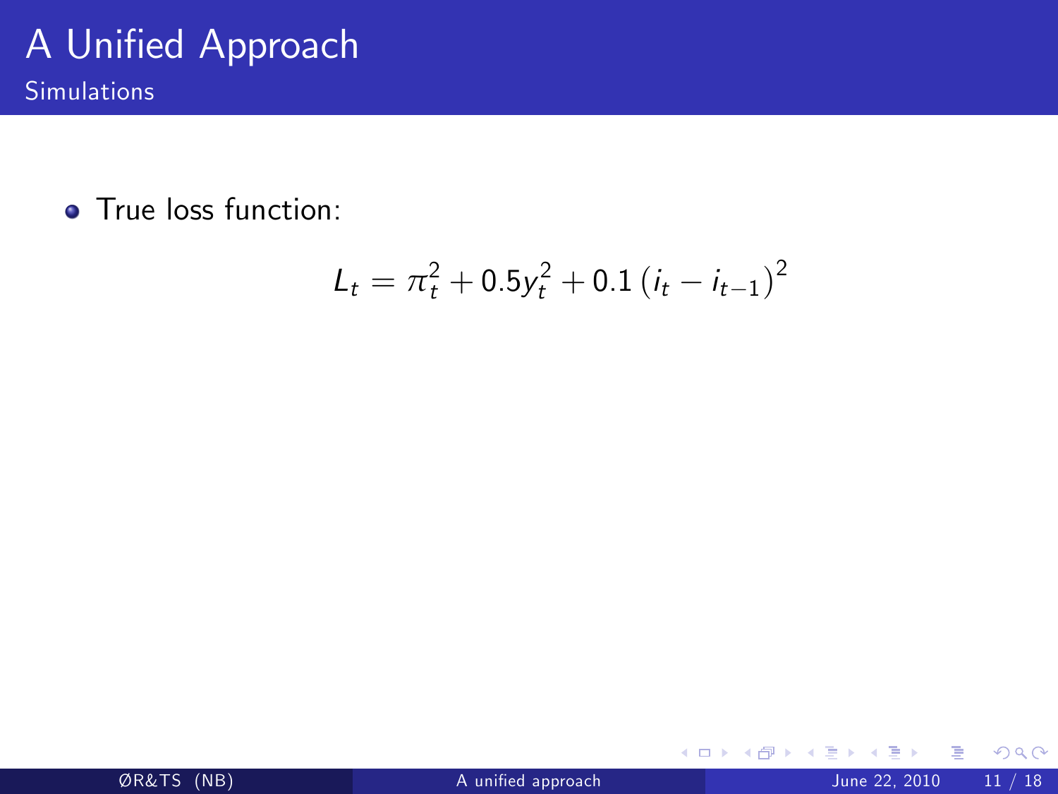# A Unified Approach

## Simulations

- True loss function:

$$L_t = \pi_t^2 + 0.5y_t^2 + 0.1\left(i_t - i_{t-1}\right)^2$$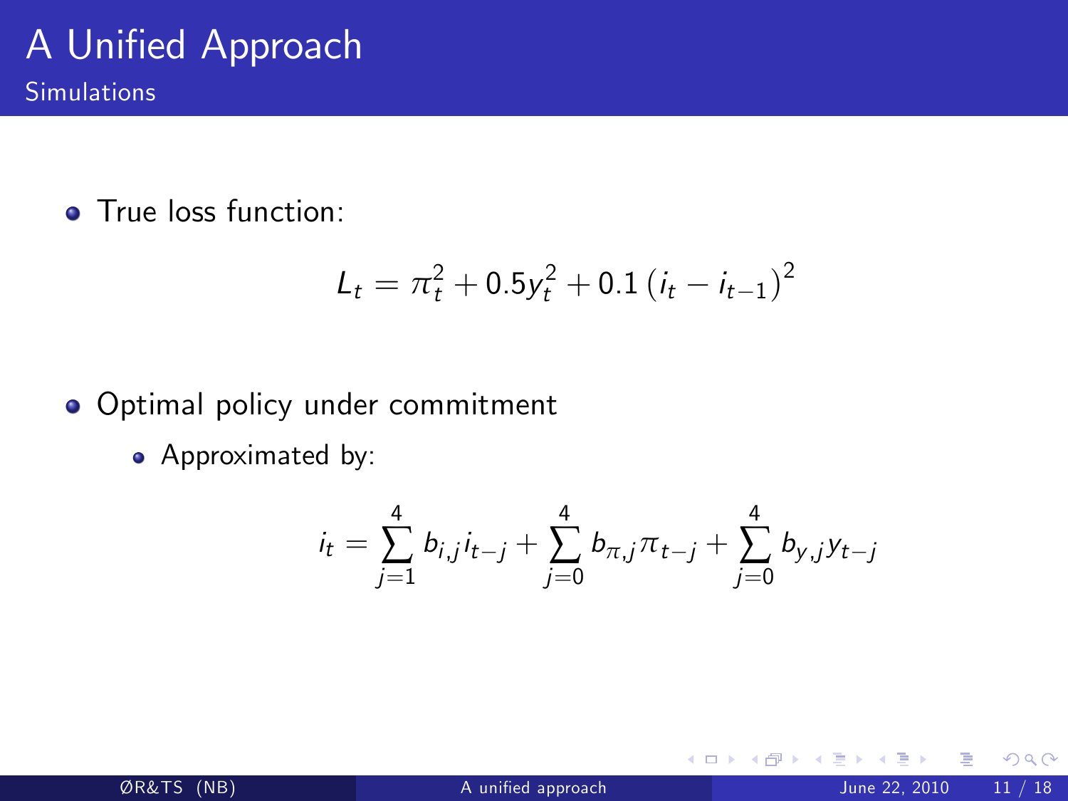# A Unified Approach

## Simulations

- True loss function:

$$L_t = \pi_t^2 + 0.5 y_t^2 + 0.1 \left( i_t - i_{t-1} \right)^2$$

- Optimal policy under commitment
  - Approximated by:

$$i_t = \sum_{j=1}^{4} b_{i,j} i_{t-j} + \sum_{j=0}^{4} b_{\pi,j} \pi_{t-j} + \sum_{j=0}^{4} b_{y,j} y_{t-j}$$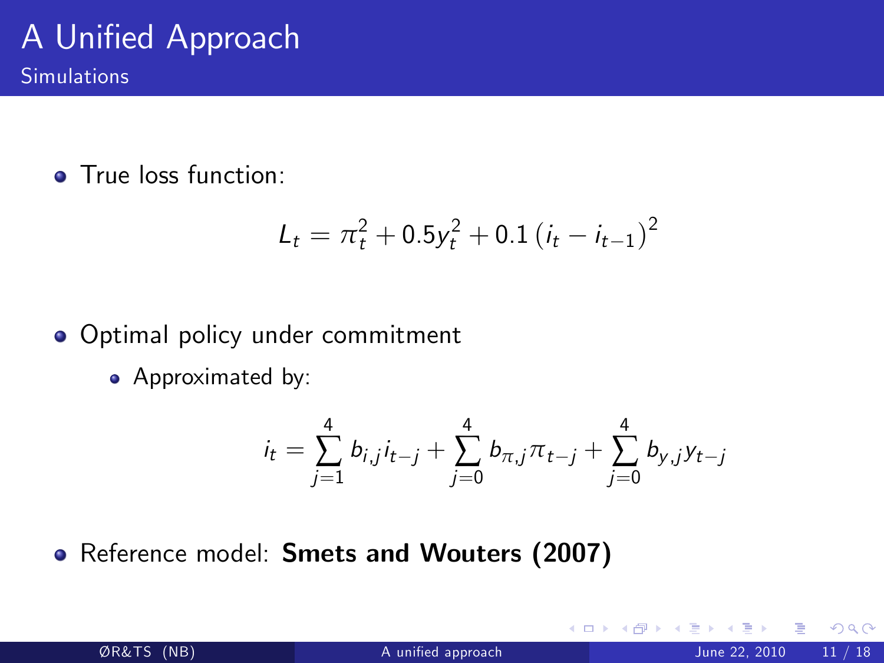# A Unified Approach

## Simulations

- True loss function:

$$L_t = \pi_t^2 + 0.5 y_t^2 + 0.1 \left( i_t - i_{t-1} \right)^2$$

- Optimal policy under commitment
  - Approximated by:

$$i_t = \sum_{j=1}^{4} b_{i,j} i_{t-j} + \sum_{j=0}^{4} b_{\pi,j} \pi_{t-j} + \sum_{j=0}^{4} b_{y,j} y_{t-j}$$

- Reference model: **Smets and Wouters (2007)**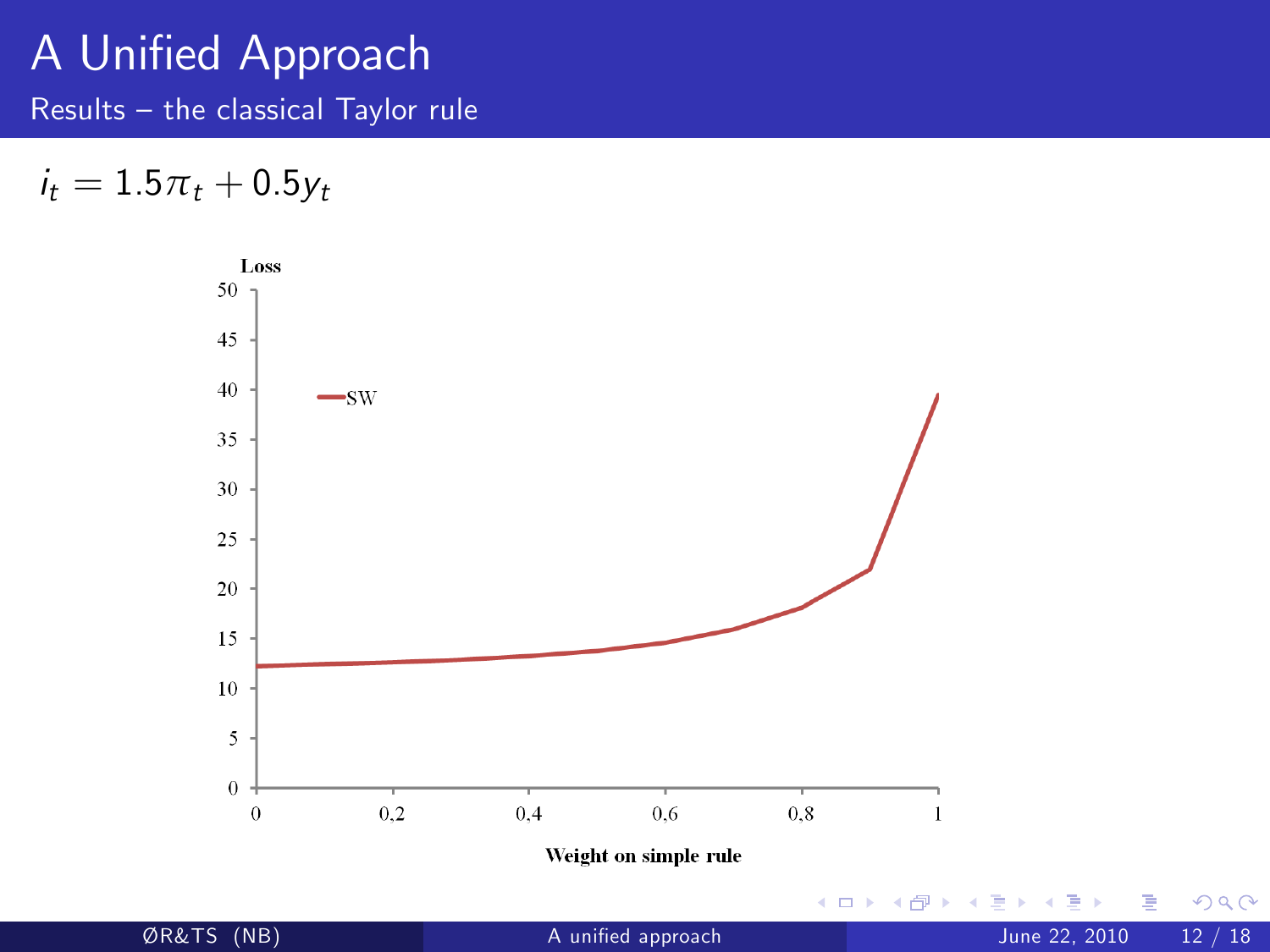# A Unified Approach

## Results – the classical Taylor rule

$$i_t = 1.5\pi_t + 0.5y_t$$

Loss

50
45
40
35
30
25
20
15
10
5
0

SW

0 0,2 0,4 0,6 0,8 1

Weight on simple rule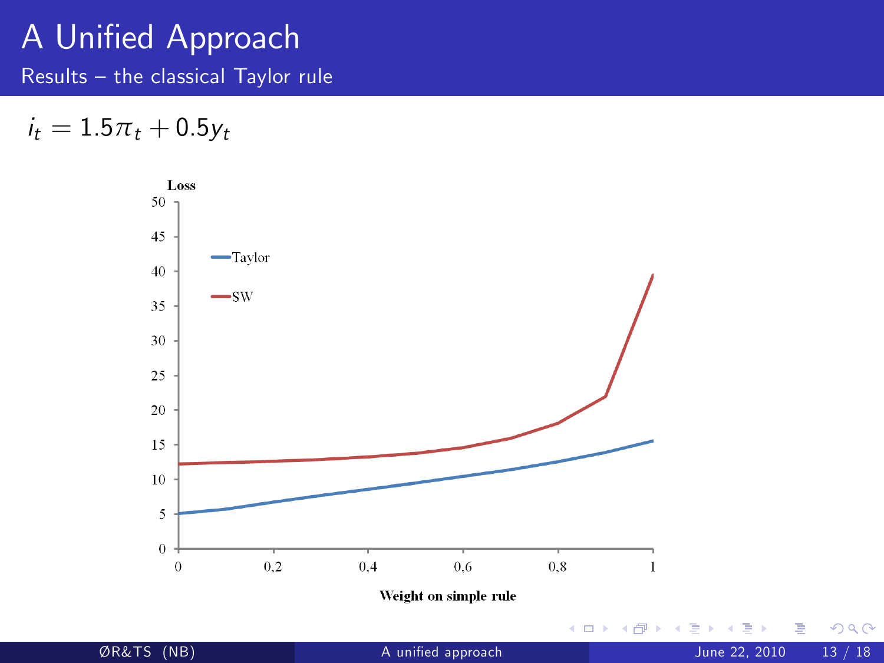# A Unified Approach

## Results – the classical Taylor rule

$$i_t = 1.5\pi_t + 0.5y_t$$

Loss

Taylor

SW

Weight on simple rule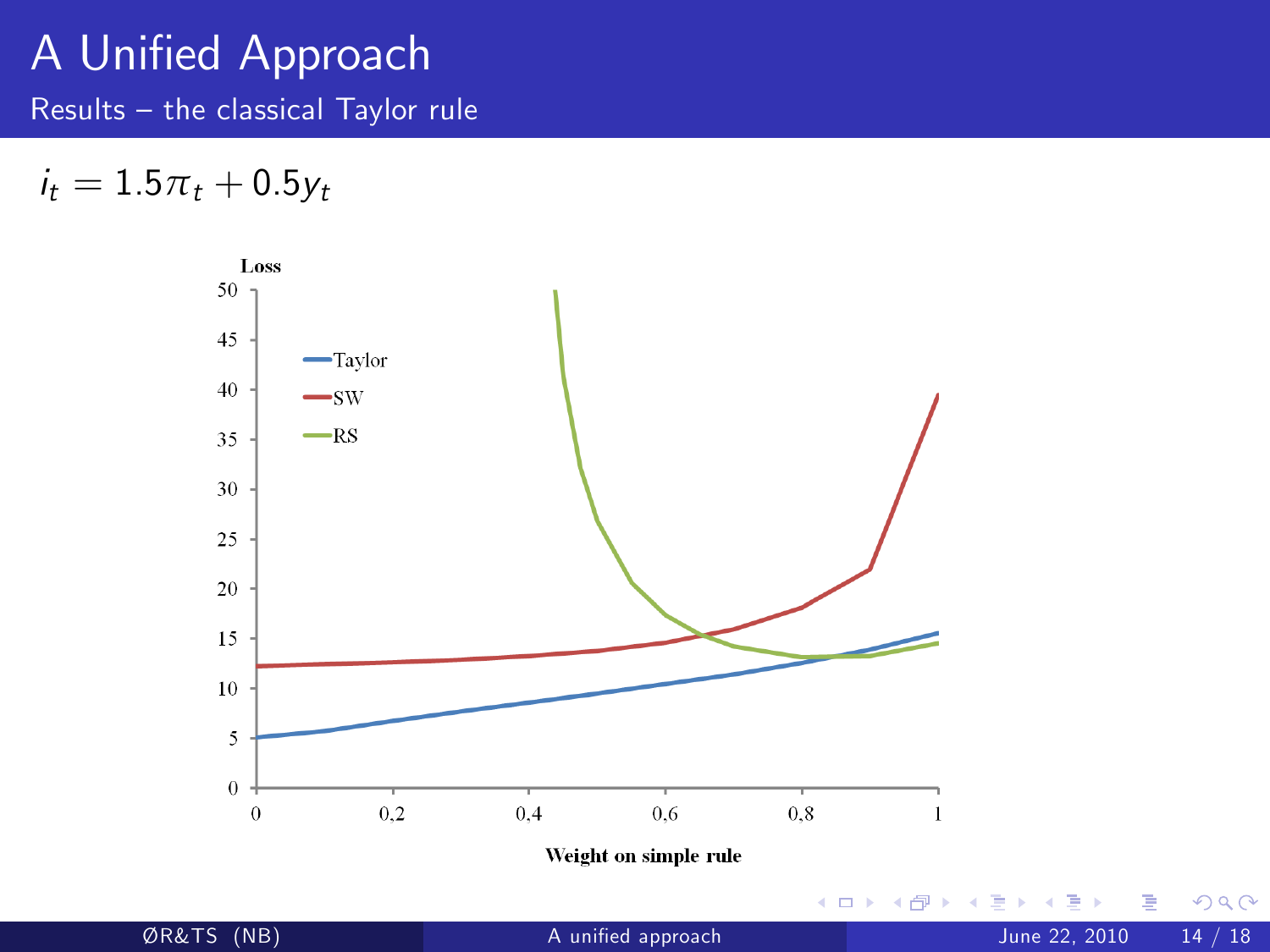# A Unified Approach

## Results – the classical Taylor rule

$i_t = 1.5\pi_t + 0.5y_t$

Loss

Taylor

SW

RS

Weight on simple rule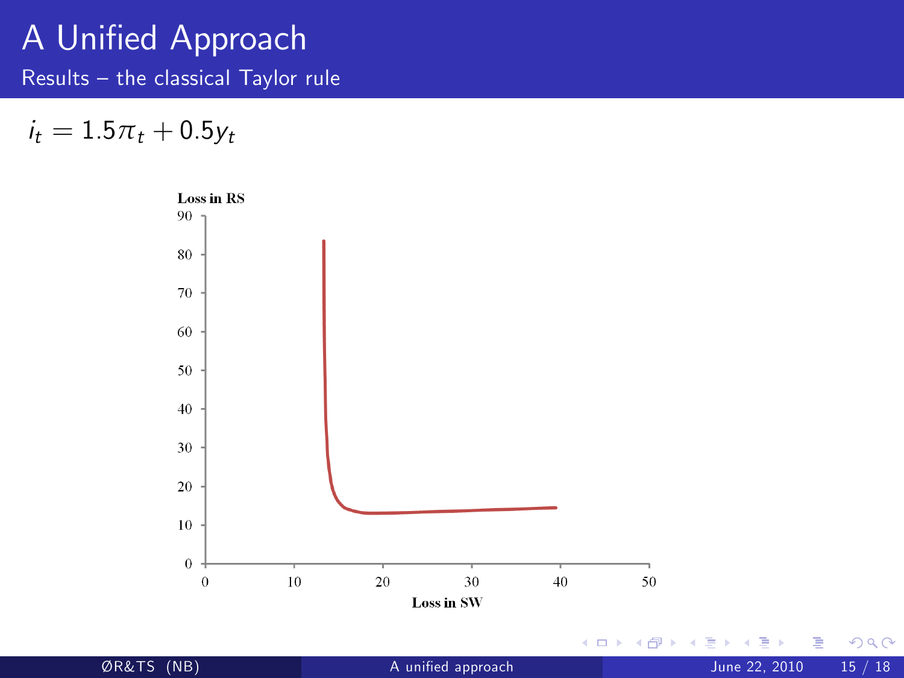# A Unified Approach

## Results – the classical Taylor rule

$$i_t = 1.5\pi_t + 0.5y_t$$

Loss in RS

Loss in SW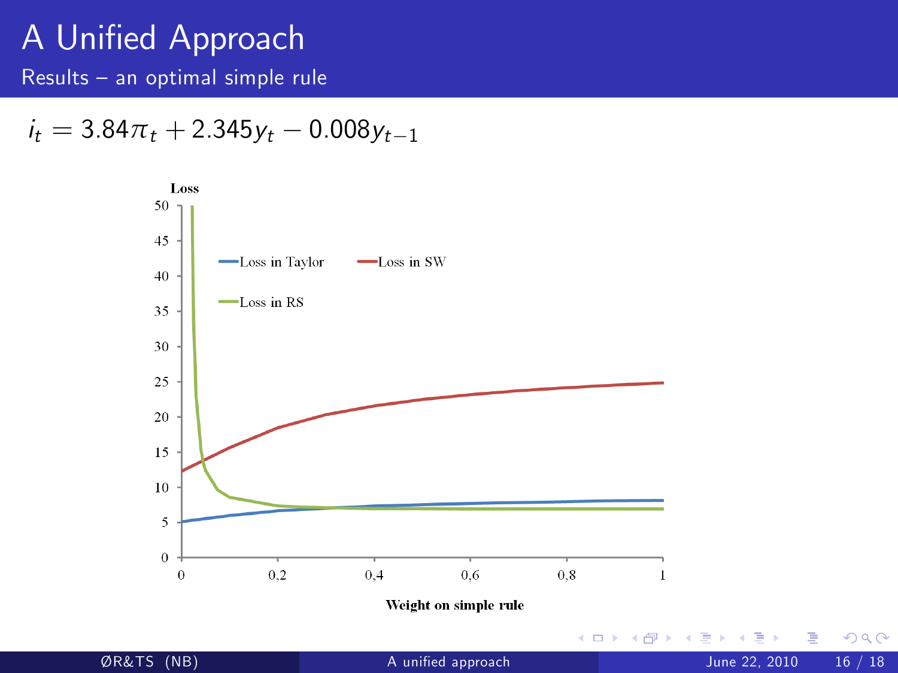# A Unified Approach

## Results – an optimal simple rule

$$i_t = 3.84\pi_t + 2.345y_t - 0.008y_{t-1}$$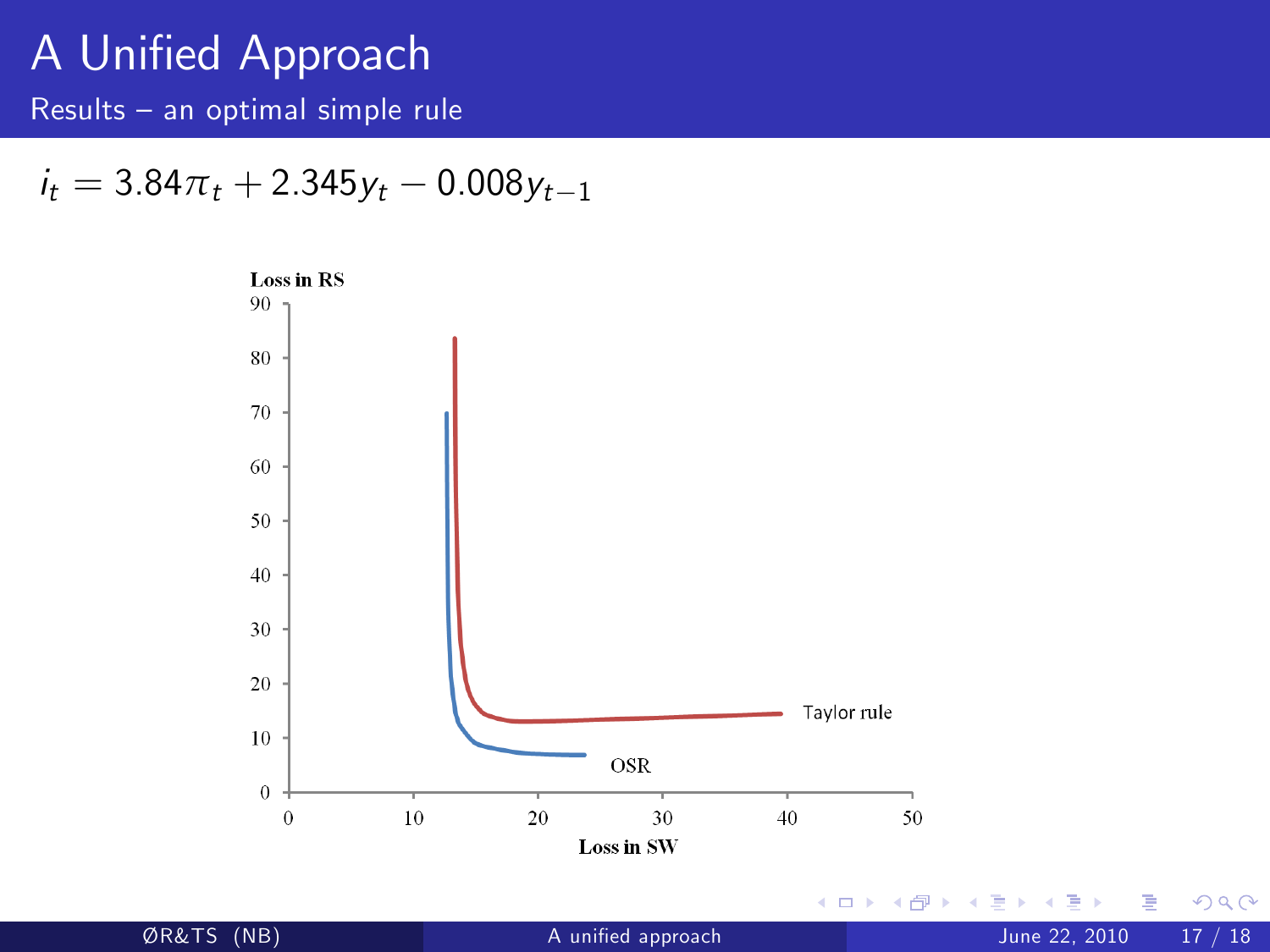# A Unified Approach

## Results – an optimal simple rule

$$i_t = 3.84\pi_t + 2.345y_t - 0.008y_{t-1}$$

Loss in RS

Loss in SW

Taylor rule

OSR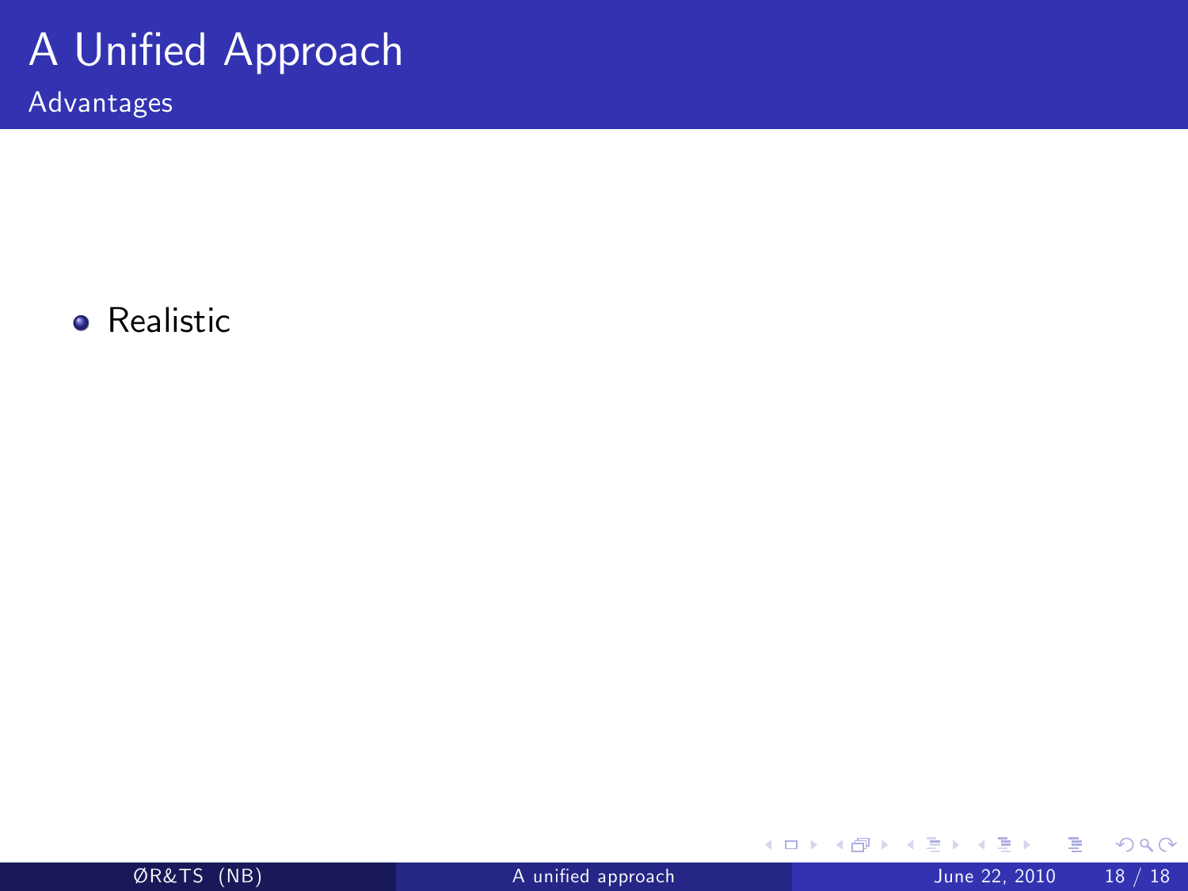# A Unified Approach

## Advantages

- Realistic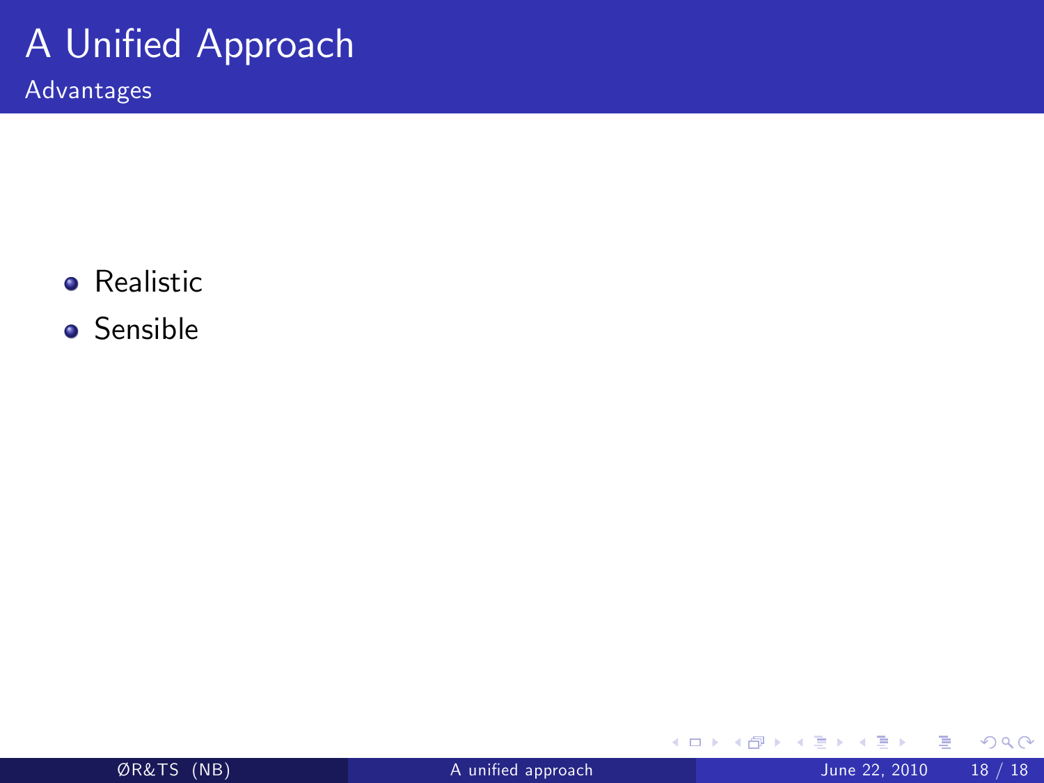# A Unified Approach

## Advantages

- Realistic
- Sensible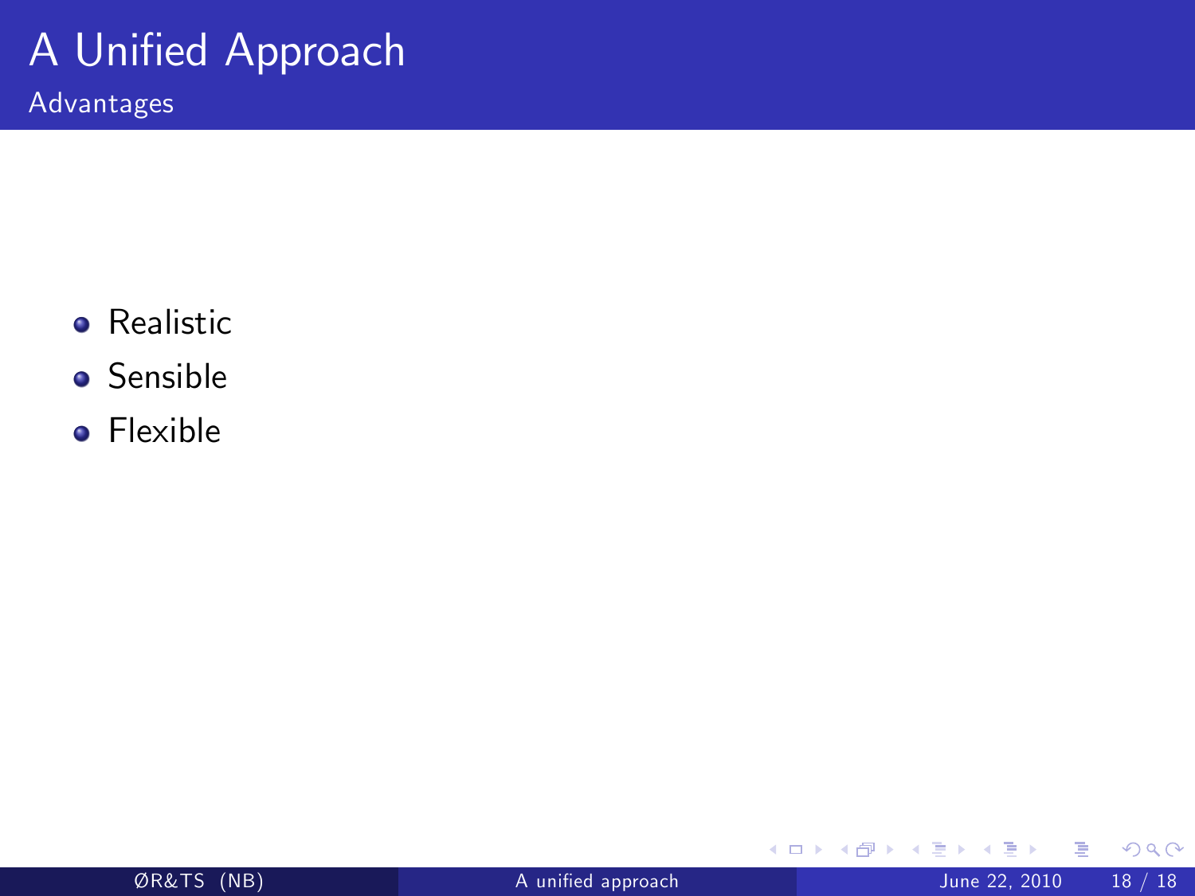# A Unified Approach

## Advantages

- Realistic
- Sensible
- Flexible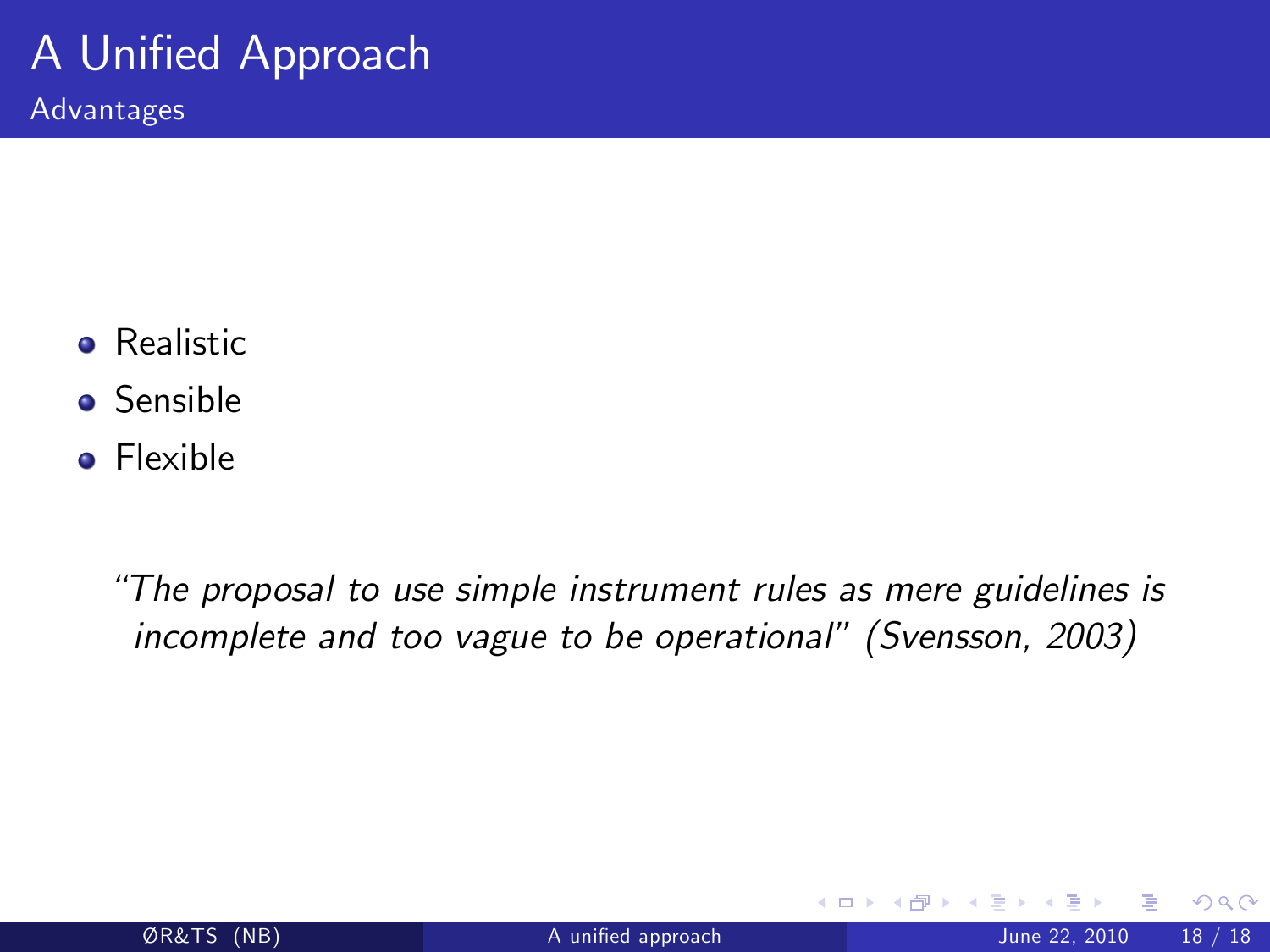# A Unified Approach

## Advantages

- Realistic
- Sensible
- Flexible

*"The proposal to use simple instrument rules as mere guidelines is incomplete and too vague to be operational" (Svensson, 2003)*